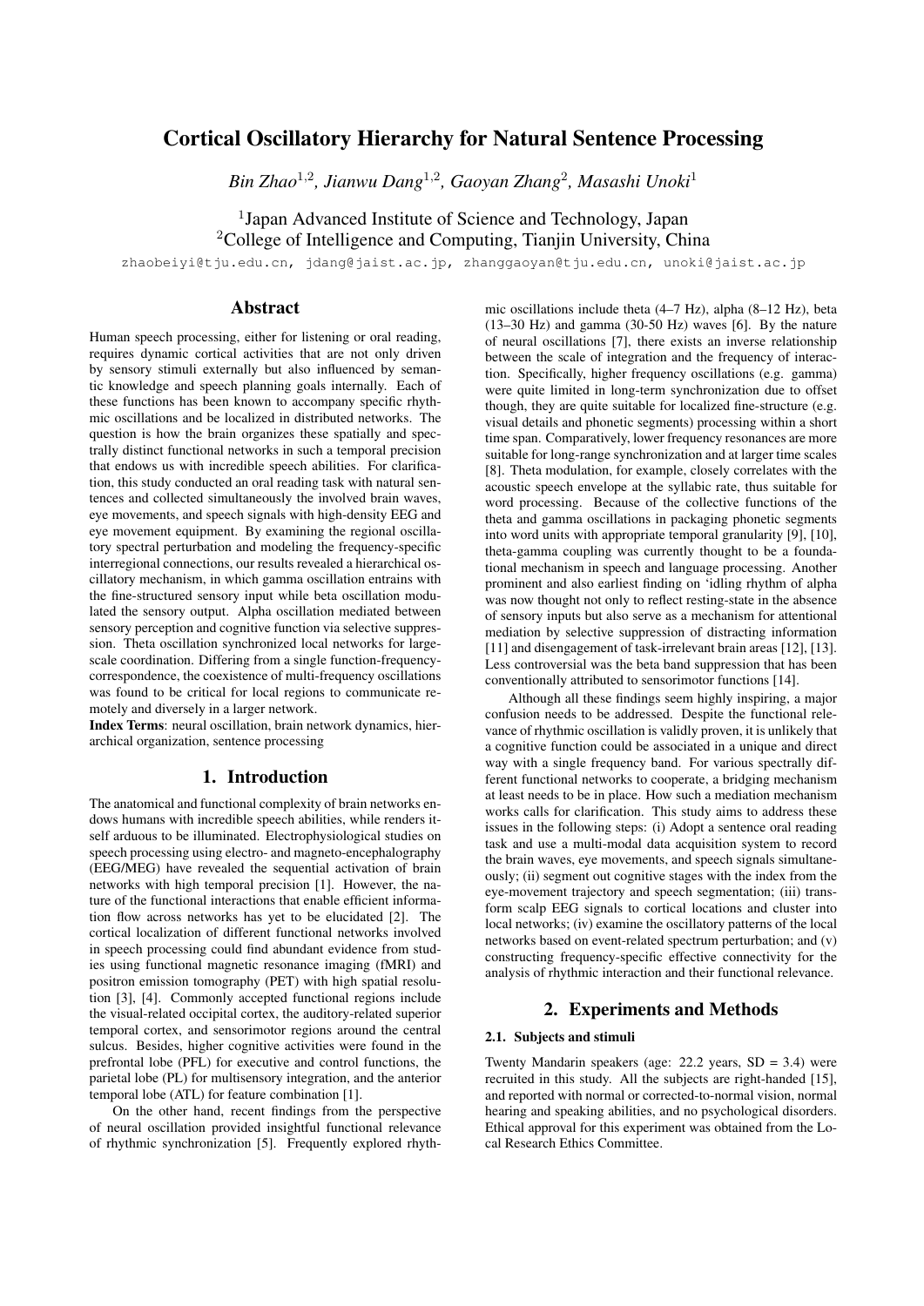# Cortical Oscillatory Hierarchy for Natural Sentence Processing

*Bin Zhao*[1,2]*, Jianwu Dang*[1,2]*, Gaoyan Zhang*[2]*, Masashi Unoki*[1]

[1]Japan Advanced Institute of Science and Technology, Japan
[2]College of Intelligence and Computing, Tianjin University, China

zhaobeiyi@tju.edu.cn, jdang@jaist.ac.jp, zhanggaoyan@tju.edu.cn, unoki@jaist.ac.jp

## Abstract

Human speech processing, either for listening or oral reading, requires dynamic cortical activities that are not only driven by sensory stimuli externally but also influenced by semantic knowledge and speech planning goals internally. Each of these functions has been known to accompany specific rhythmic oscillations and be localized in distributed networks. The question is how the brain organizes these spatially and spectrally distinct functional networks in such a temporal precision that endows us with incredible speech abilities. For clarification, this study conducted an oral reading task with natural sentences and collected simultaneously the involved brain waves, eye movements, and speech signals with high-density EEG and eye movement equipment. By examining the regional oscillatory spectral perturbation and modeling the frequency-specific interregional connections, our results revealed a hierarchical oscillatory mechanism, in which gamma oscillation entrains with the fine-structured sensory input while beta oscillation modulated the sensory output. Alpha oscillation mediated between sensory perception and cognitive function via selective suppression. Theta oscillation synchronized local networks for large-scale coordination. Differing from a single function-frequency-correspondence, the coexistence of multi-frequency oscillations was found to be critical for local regions to communicate remotely and diversely in a larger network.

**Index Terms**: neural oscillation, brain network dynamics, hierarchical organization, sentence processing

## 1. Introduction

The anatomical and functional complexity of brain networks endows humans with incredible speech abilities, while renders itself arduous to be illuminated. Electrophysiological studies on speech processing using electro- and magneto-encephalography (EEG/MEG) have revealed the sequential activation of brain networks with high temporal precision [1]. However, the nature of the functional interactions that enable efficient information flow across networks has yet to be elucidated [2]. The cortical localization of different functional networks involved in speech processing could find abundant evidence from studies using functional magnetic resonance imaging (fMRI) and positron emission tomography (PET) with high spatial resolution [3], [4]. Commonly accepted functional regions include the visual-related occipital cortex, the auditory-related superior temporal cortex, and sensorimotor regions around the central sulcus. Besides, higher cognitive activities were found in the prefrontal lobe (PFL) for executive and control functions, the parietal lobe (PL) for multisensory integration, and the anterior temporal lobe (ATL) for feature combination [1].

On the other hand, recent findings from the perspective of neural oscillation provided insightful functional relevance of rhythmic synchronization [5]. Frequently explored rhythmic oscillations include theta (4–7 Hz), alpha (8–12 Hz), beta (13–30 Hz) and gamma (30-50 Hz) waves [6]. By the nature of neural oscillations [7], there exists an inverse relationship between the scale of integration and the frequency of interaction. Specifically, higher frequency oscillations (e.g. gamma) were quite limited in long-term synchronization due to offset though, they are quite suitable for localized fine-structure (e.g. visual details and phonetic segments) processing within a short time span. Comparatively, lower frequency resonances are more suitable for long-range synchronization and at larger time scales [8]. Theta modulation, for example, closely correlates with the acoustic speech envelope at the syllabic rate, thus suitable for word processing. Because of the collective functions of the theta and gamma oscillations in packaging phonetic segments into word units with appropriate temporal granularity [9], [10], theta-gamma coupling was currently thought to be a foundational mechanism in speech and language processing. Another prominent and also earliest finding on 'idling rhythm of alpha was now thought not only to reflect resting-state in the absence of sensory inputs but also serve as a mechanism for attentional mediation by selective suppression of distracting information [11] and disengagement of task-irrelevant brain areas [12], [13]. Less controversial was the beta band suppression that has been conventionally attributed to sensorimotor functions [14].

Although all these findings seem highly inspiring, a major confusion needs to be addressed. Despite the functional relevance of rhythmic oscillation is validly proven, it is unlikely that a cognitive function could be associated in a unique and direct way with a single frequency band. For various spectrally different functional networks to cooperate, a bridging mechanism at least needs to be in place. How such a mediation mechanism works calls for clarification. This study aims to address these issues in the following steps: (i) Adopt a sentence oral reading task and use a multi-modal data acquisition system to record the brain waves, eye movements, and speech signals simultaneously; (ii) segment out cognitive stages with the index from the eye-movement trajectory and speech segmentation; (iii) transform scalp EEG signals to cortical locations and cluster into local networks; (iv) examine the oscillatory patterns of the local networks based on event-related spectrum perturbation; and (v) constructing frequency-specific effective connectivity for the analysis of rhythmic interaction and their functional relevance.

## 2. Experiments and Methods

### 2.1. Subjects and stimuli

Twenty Mandarin speakers (age: 22.2 years, SD = 3.4) were recruited in this study. All the subjects are right-handed [15], and reported with normal or corrected-to-normal vision, normal hearing and speaking abilities, and no psychological disorders. Ethical approval for this experiment was obtained from the Local Research Ethics Committee.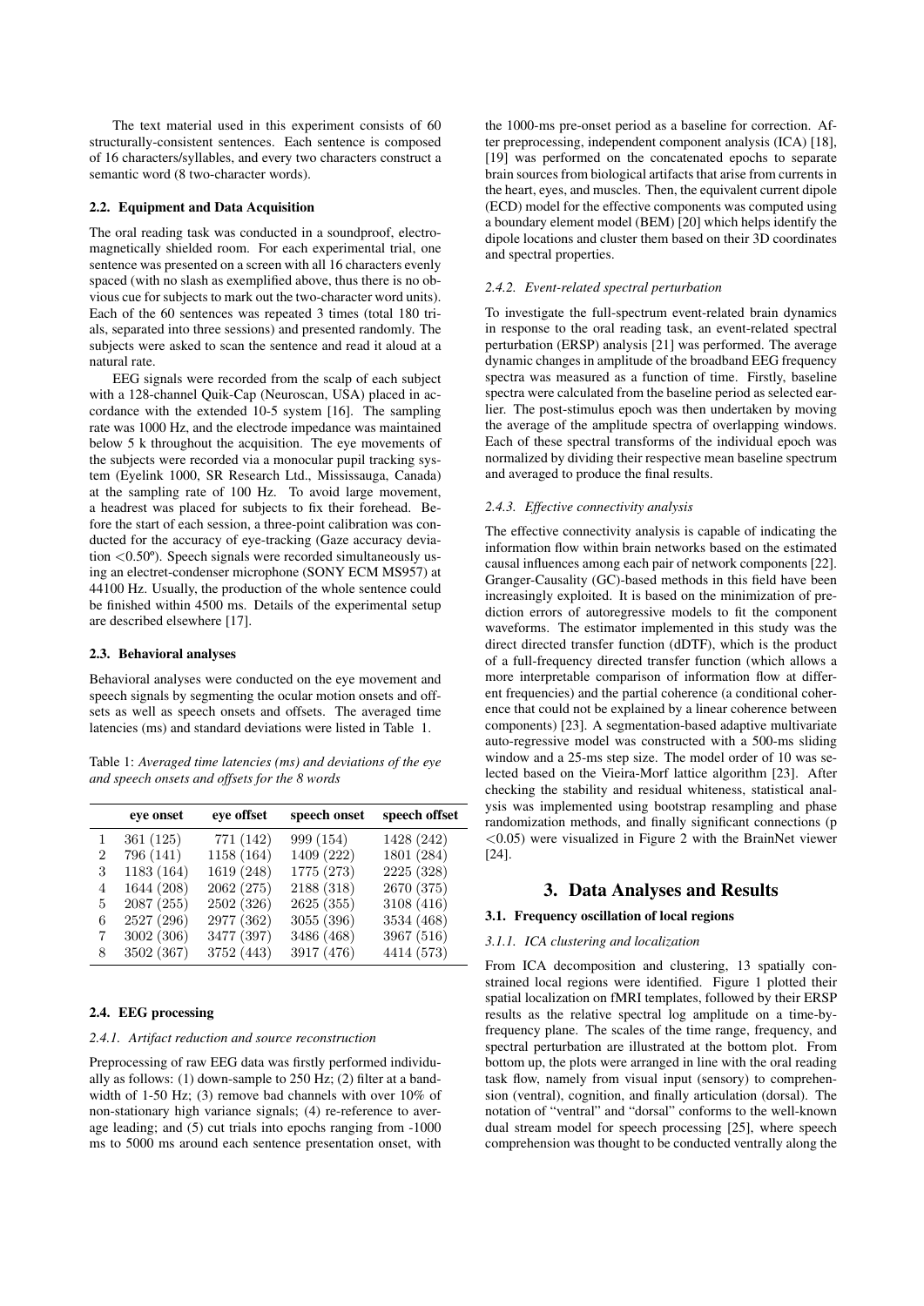The text material used in this experiment consists of 60 structurally-consistent sentences. Each sentence is composed of 16 characters/syllables, and every two characters construct a semantic word (8 two-character words).

### 2.2. Equipment and Data Acquisition

The oral reading task was conducted in a soundproof, electromagnetically shielded room. For each experimental trial, one sentence was presented on a screen with all 16 characters evenly spaced (with no slash as exemplified above, thus there is no obvious cue for subjects to mark out the two-character word units). Each of the 60 sentences was repeated 3 times (total 180 trials, separated into three sessions) and presented randomly. The subjects were asked to scan the sentence and read it aloud at a natural rate.

EEG signals were recorded from the scalp of each subject with a 128-channel Quik-Cap (Neuroscan, USA) placed in accordance with the extended 10-5 system [16]. The sampling rate was 1000 Hz, and the electrode impedance was maintained below 5 k throughout the acquisition. The eye movements of the subjects were recorded via a monocular pupil tracking system (Eyelink 1000, SR Research Ltd., Mississauga, Canada) at the sampling rate of 100 Hz. To avoid large movement, a headrest was placed for subjects to fix their forehead. Before the start of each session, a three-point calibration was conducted for the accuracy of eye-tracking (Gaze accuracy deviation <0.50º). Speech signals were recorded simultaneously using an electret-condenser microphone (SONY ECM MS957) at 44100 Hz. Usually, the production of the whole sentence could be finished within 4500 ms. Details of the experimental setup are described elsewhere [17].

### 2.3. Behavioral analyses

Behavioral analyses were conducted on the eye movement and speech signals by segmenting the ocular motion onsets and offsets as well as speech onsets and offsets. The averaged time latencies (ms) and standard deviations were listed in Table 1.

Table 1: *Averaged time latencies (ms) and deviations of the eye and speech onsets and offsets for the 8 words*

| | eye onset | eye offset | speech onset | speech offset |
|---|---|---|---|---|
| 1 | 361 (125) | 771 (142) | 999 (154) | 1428 (242) |
| 2 | 796 (141) | 1158 (164) | 1409 (222) | 1801 (284) |
| 3 | 1183 (164) | 1619 (248) | 1775 (273) | 2225 (328) |
| 4 | 1644 (208) | 2062 (275) | 2188 (318) | 2670 (375) |
| 5 | 2087 (255) | 2502 (326) | 2625 (355) | 3108 (416) |
| 6 | 2527 (296) | 2977 (362) | 3055 (396) | 3534 (468) |
| 7 | 3002 (306) | 3477 (397) | 3486 (468) | 3967 (516) |
| 8 | 3502 (367) | 3752 (443) | 3917 (476) | 4414 (573) |

### 2.4. EEG processing

#### 2.4.1. Artifact reduction and source reconstruction

Preprocessing of raw EEG data was firstly performed individually as follows: (1) down-sample to 250 Hz; (2) filter at a bandwidth of 1-50 Hz; (3) remove bad channels with over 10% of non-stationary high variance signals; (4) re-reference to average loading; and (5) cut trials into epochs ranging from -1000 ms to 5000 ms around each sentence presentation onset, with the 1000-ms pre-onset period as a baseline for correction. After preprocessing, independent component analysis (ICA) [18], [19] was performed on the concatenated epochs to separate brain sources from biological artifacts that arise from currents in the heart, eyes, and muscles. Then, the equivalent current dipole (ECD) model for the effective components was computed using a boundary element model (BEM) [20] which helps identify the dipole locations and cluster them based on their 3D coordinates and spectral properties.

#### 2.4.2. Event-related spectral perturbation

To investigate the full-spectrum event-related brain dynamics in response to the oral reading task, an event-related spectral perturbation (ERSP) analysis [21] was performed. The average dynamic changes in amplitude of the broadband EEG frequency spectra was measured as a function of time. Firstly, baseline spectra were calculated from the baseline period as selected earlier. The post-stimulus epoch was then undertaken by moving the average of the amplitude spectra of overlapping windows. Each of these spectral transforms of the individual epoch was normalized by dividing their respective mean baseline spectrum and averaged to produce the final results.

#### 2.4.3. Effective connectivity analysis

The effective connectivity analysis is capable of indicating the information flow within brain networks based on the estimated causal influences among each pair of network components [22]. Granger-Causality (GC)-based methods in this field have been increasingly exploited. It is based on the minimization of prediction errors of autoregressive models to fit the component waveforms. The estimator implemented in this study was the direct directed transfer function (dDTF), which is the product of a full-frequency directed transfer function (which allows a more interpretable comparison of information flow at different frequencies) and the partial coherence (a conditional coherence that could not be explained by a linear coherence between components) [23]. A segmentation-based adaptive multivariate auto-regressive model was constructed with a 500-ms sliding window and a 25-ms step size. The model order of 10 was selected based on the Vieira-Morf lattice algorithm [23]. After checking the stability and residual whiteness, statistical analysis was implemented using bootstrap resampling and phase randomization methods, and finally significant connections ($p < 0.05$) were visualized in Figure 2 with the BrainNet viewer [24].

## 3. Data Analyses and Results

### 3.1. Frequency oscillation of local regions

#### 3.1.1. ICA clustering and localization

From ICA decomposition and clustering, 13 spatially constrained local regions were identified. Figure 1 plotted their spatial localization on fMRI templates, followed by their ERSP results as the relative spectral log amplitude on a time-by-frequency plane. The scales of the time range, frequency, and spectral perturbation are illustrated at the bottom plot. From bottom up, the plots were arranged in line with the oral reading task flow, namely from visual input (sensory) to comprehension (ventral), cognition, and finally articulation (dorsal). The notation of "ventral" and "dorsal" conforms to the well-known dual stream model for speech processing [25], where speech comprehension was thought to be conducted ventrally along the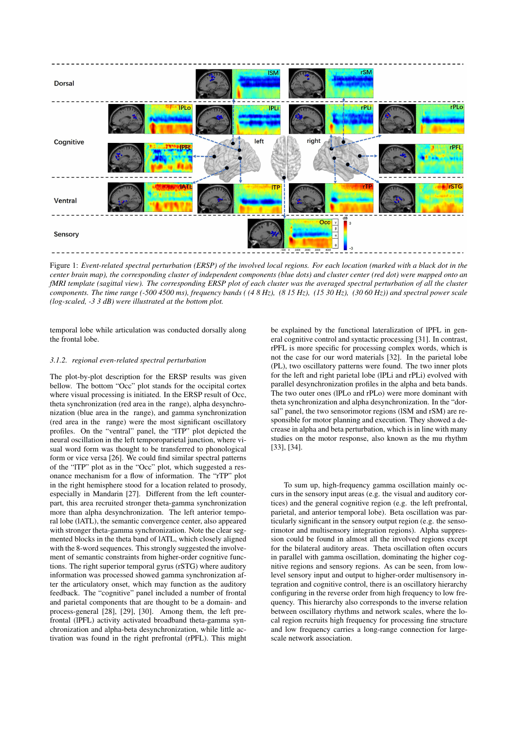Figure 1: *Event-related spectral perturbation (ERSP) of the involved local regions. For each location (marked with a black dot in the center brain map), the corresponding cluster of independent components (blue dots) and cluster center (red dot) were mapped onto an fMRI template (sagittal view). The corresponding ERSP plot of each cluster was the averaged spectral perturbation of all the cluster components. The time range (-500 4500 ms), frequency bands ( (4 8 Hz), (8 15 Hz), (15 30 Hz), (30 60 Hz)) and spectral power scale (log-scaled, -3 3 dB) were illustrated at the bottom plot.*

temporal lobe while articulation was conducted dorsally along the frontal lobe.

### 3.1.2. regional even-related spectral perturbation

The plot-by-plot description for the ERSP results was given bellow. The bottom "Occ" plot stands for the occipital cortex where visual processing is initiated. In the ERSP result of Occ, theta synchronization (red area in the range), alpha desynchronization (blue area in the range), and gamma synchronization (red area in the range) were the most significant oscillatory profiles. On the "ventral" panel, the "lTP" plot depicted the neural oscillation in the left temporoparietal junction, where visual word form was thought to be transferred to phonological form or vice versa [26]. We could find similar spectral patterns of the "lTP" plot as in the "Occ" plot, which suggested a resonance mechanism for a flow of information. The "rTP" plot in the right hemisphere stood for a location related to prosody, especially in Mandarin [27]. Different from the left counterpart, this area recruited stronger theta-gamma synchronization more than alpha desynchronization. The left anterior temporal lobe (lATL), the semantic convergence center, also appeared with stronger theta-gamma synchronization. Note the clear segmented blocks in the theta band of lATL, which closely aligned with the 8-word sequences. This strongly suggested the involvement of semantic constraints from higher-order cognitive functions. The right superior temporal gyrus (rSTG) where auditory information was processed showed gamma synchronization after the articulatory onset, which may function as the auditory feedback. The "cognitive" panel included a number of frontal and parietal components that are thought to be a domain- and process-general [28], [29], [30]. Among them, the left prefrontal (lPFL) activity activated broadband theta-gamma synchronization and alpha-beta desynchronization, while little activation was found in the right prefrontal (rPFL). This might be explained by the functional lateralization of lPFL in general cognitive control and syntactic processing [31]. In contrast, rPFL is more specific for processing complex words, which is not the case for our word materials [32]. In the parietal lobe (PL), two oscillatory patterns were found. The two inner plots for the left and right parietal lobe (lPLi and rPLi) evolved with parallel desynchronization profiles in the alpha and beta bands. The two outer ones (lPLo and rPLo) were more dominant with theta synchronization and alpha desynchronization. In the "dorsal" panel, the two sensorimotor regions (lSM and rSM) are responsible for motor planning and execution. They showed a decrease in alpha and beta perturbation, which is in line with many studies on the motor response, also known as the mu rhythm [33], [34].

To sum up, high-frequency gamma oscillation mainly occurs in the sensory input areas (e.g. the visual and auditory cortices) and the general cognitive region (e.g. the left prefrontal, parietal, and anterior temporal lobe). Beta oscillation was particularly significant in the sensory output region (e.g. the sensorimotor and multisensory integration regions). Alpha suppression could be found in almost all the involved regions except for the bilateral auditory areas. Theta oscillation often occurs in parallel with gamma oscillation, dominating the higher cognitive regions and sensory regions. As can be seen, from low-level sensory input and output to higher-order multisensory integration and cognitive control, there is an oscillatory hierarchy configuring in the reverse order from high frequency to low frequency. This hierarchy also corresponds to the inverse relation between oscillatory rhythms and network scales, where the local region recruits high frequency for processing fine structure and low frequency carries a long-range connection for large-scale network association.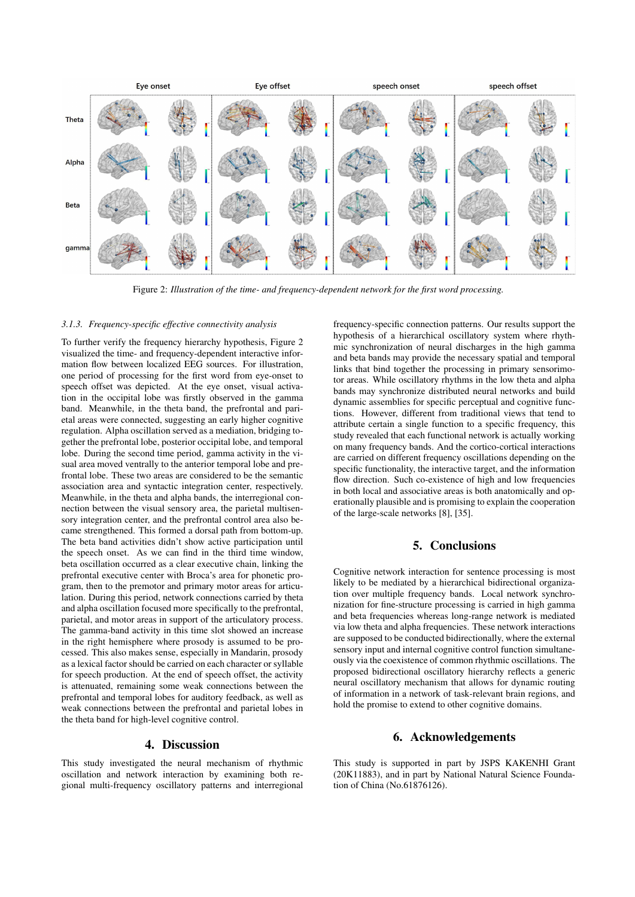Figure 2: *Illustration of the time- and frequency-dependent network for the first word processing.*

#### 3.1.3. Frequency-specific effective connectivity analysis

To further verify the frequency hierarchy hypothesis, Figure 2 visualized the time- and frequency-dependent interactive information flow between localized EEG sources. For illustration, one period of processing for the first word from eye-onset to speech offset was depicted. At the eye onset, visual activation in the occipital lobe was firstly observed in the gamma band. Meanwhile, in the theta band, the prefrontal and parietal areas were connected, suggesting an early higher cognitive regulation. Alpha oscillation served as a mediation, bridging together the prefrontal lobe, posterior occipital lobe, and temporal lobe. During the second time period, gamma activity in the visual area moved ventrally to the anterior temporal lobe and prefrontal lobe. These two areas are considered to be the semantic association area and syntactic integration center, respectively. Meanwhile, in the theta and alpha bands, the interregional connection between the visual sensory area, the parietal multisensory integration center, and the prefrontal control area also became strengthened. This formed a dorsal path from bottom-up. The beta band activities didn't show active participation until the speech onset. As we can find in the third time window, beta oscillation occurred as a clear executive chain, linking the prefrontal executive center with Broca's area for phonetic program, then to the premotor and primary motor areas for articulation. During this period, network connections carried by theta and alpha oscillation focused more specifically to the prefrontal, parietal, and motor areas in support of the articulatory process. The gamma-band activity in this time slot showed an increase in the right hemisphere where prosody is assumed to be processed. This also makes sense, especially in Mandarin, prosody as a lexical factor should be carried on each character or syllable for speech production. At the end of speech offset, the activity is attenuated, remaining some weak connections between the prefrontal and temporal lobes for auditory feedback, as well as weak connections between the prefrontal and parietal lobes in the theta band for high-level cognitive control.

## 4. Discussion

This study investigated the neural mechanism of rhythmic oscillation and network interaction by examining both regional multi-frequency oscillatory patterns and interregional frequency-specific connection patterns. Our results support the hypothesis of a hierarchical oscillatory system where rhythmic synchronization of neural discharges in the high gamma and beta bands may provide the necessary spatial and temporal links that bind together the processing in primary sensorimotor areas. While oscillatory rhythms in the low theta and alpha bands may synchronize distributed neural networks and build dynamic assemblies for specific perceptual and cognitive functions. However, different from traditional views that tend to attribute certain a single function to a specific frequency, this study revealed that each functional network is actually working on many frequency bands. And the cortico-cortical interactions are carried on different frequency oscillations depending on the specific functionality, the interactive target, and the information flow direction. Such co-existence of high and low frequencies in both local and associative areas is both anatomically and operationally plausible and is promising to explain the cooperation of the large-scale networks [8], [35].

## 5. Conclusions

Cognitive network interaction for sentence processing is most likely to be mediated by a hierarchical bidirectional organization over multiple frequency bands. Local network synchronization for fine-structure processing is carried in high gamma and beta frequencies whereas long-range network is mediated via low theta and alpha frequencies. These network interactions are supposed to be conducted bidirectionally, where the external sensory input and internal cognitive control function simultaneously via the coexistence of common rhythmic oscillations. The proposed bidirectional oscillatory hierarchy reflects a generic neural oscillatory mechanism that allows for dynamic routing of information in a network of task-relevant brain regions, and hold the promise to extend to other cognitive domains.

## 6. Acknowledgements

This study is supported in part by JSPS KAKENHI Grant (20K11883), and in part by National Natural Science Foundation of China (No.61876126).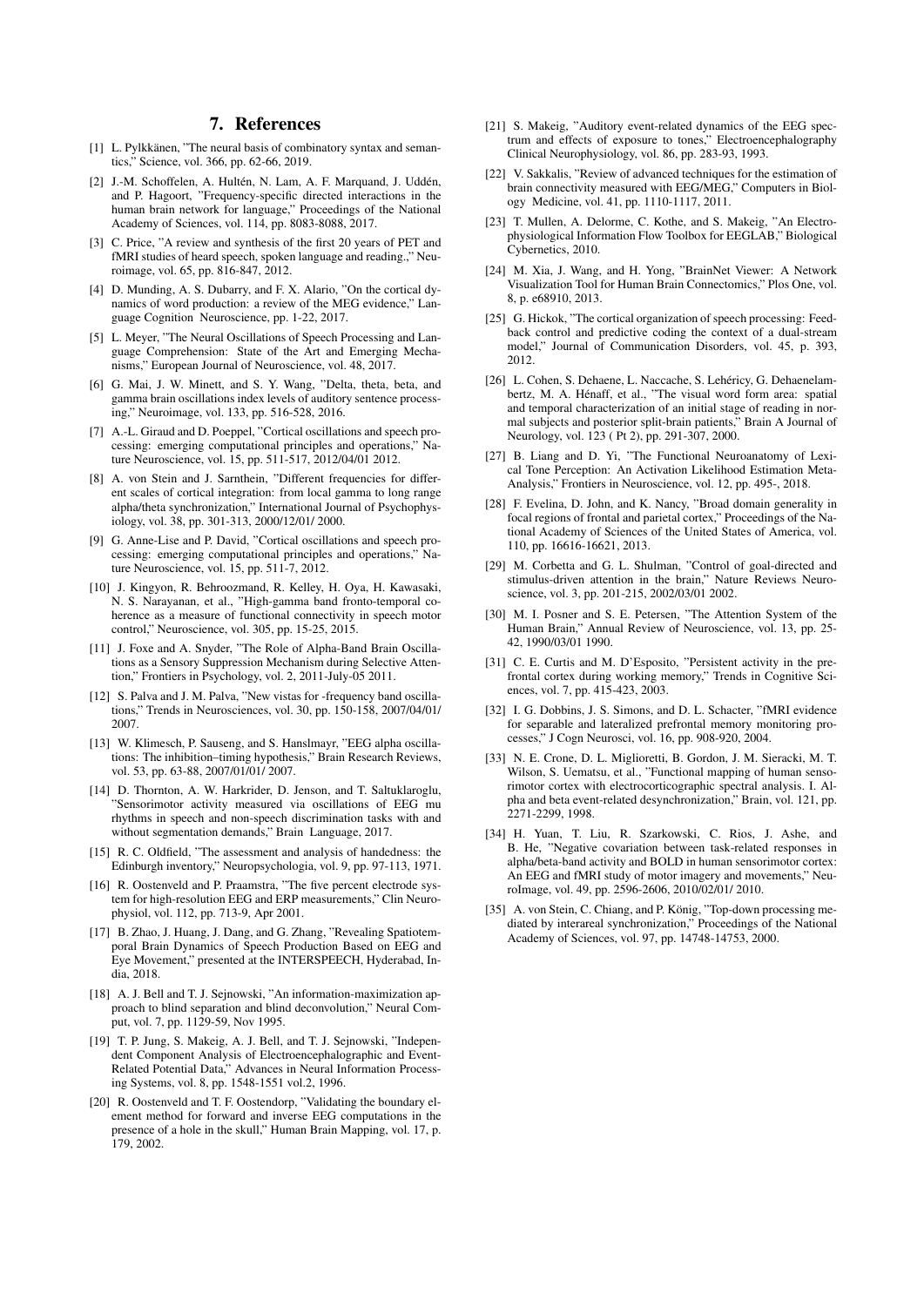## 7. References

[1] L. Pylkkänen, "The neural basis of combinatory syntax and semantics," Science, vol. 366, pp. 62-66, 2019.

[2] J.-M. Schoffelen, A. Hultén, N. Lam, A. F. Marquand, J. Uddén, and P. Hagoort, "Frequency-specific directed interactions in the human brain network for language," Proceedings of the National Academy of Sciences, vol. 114, pp. 8083-8088, 2017.

[3] C. Price, "A review and synthesis of the first 20 years of PET and fMRI studies of heard speech, spoken language and reading.," Neuroimage, vol. 65, pp. 816-847, 2012.

[4] D. Munding, A. S. Dubarry, and F. X. Alario, "On the cortical dynamics of word production: a review of the MEG evidence," Language Cognition Neuroscience, pp. 1-22, 2017.

[5] L. Meyer, "The Neural Oscillations of Speech Processing and Language Comprehension: State of the Art and Emerging Mechanisms," European Journal of Neuroscience, vol. 48, 2017.

[6] G. Mai, J. W. Minett, and S. Y. Wang, "Delta, theta, beta, and gamma brain oscillations index levels of auditory sentence processing," Neuroimage, vol. 133, pp. 516-528, 2016.

[7] A.-L. Giraud and D. Poeppel, "Cortical oscillations and speech processing: emerging computational principles and operations," Nature Neuroscience, vol. 15, pp. 511-517, 2012/04/01 2012.

[8] A. von Stein and J. Sarnthein, "Different frequencies for different scales of cortical integration: from local gamma to long range alpha/theta synchronization," International Journal of Psychophysiology, vol. 38, pp. 301-313, 2000/12/01/ 2000.

[9] G. Anne-Lise and P. David, "Cortical oscillations and speech processing: emerging computational principles and operations," Nature Neuroscience, vol. 15, pp. 511-7, 2012.

[10] J. Kingyon, R. Behroozmand, R. Kelley, H. Oya, H. Kawasaki, N. S. Narayanan, et al., "High-gamma band fronto-temporal coherence as a measure of functional connectivity in speech motor control," Neuroscience, vol. 305, pp. 15-25, 2015.

[11] J. Foxe and A. Snyder, "The Role of Alpha-Band Brain Oscillations as a Sensory Suppression Mechanism during Selective Attention," Frontiers in Psychology, vol. 2, 2011-July-05 2011.

[12] S. Palva and J. M. Palva, "New vistas for -frequency band oscillations," Trends in Neurosciences, vol. 30, pp. 150-158, 2007/04/01/ 2007.

[13] W. Klimesch, P. Sauseng, and S. Hanslmayr, "EEG alpha oscillations: The inhibition–timing hypothesis," Brain Research Reviews, vol. 53, pp. 63-88, 2007/01/01/ 2007.

[14] D. Thornton, A. W. Harkrider, D. Jenson, and T. Saltuklaroglu, "Sensorimotor activity measured via oscillations of EEG mu rhythms in speech and non-speech discrimination tasks with and without segmentation demands," Brain Language, 2017.

[15] R. C. Oldfield, "The assessment and analysis of handedness: the Edinburgh inventory," Neuropsychologia, vol. 9, pp. 97-113, 1971.

[16] R. Oostenveld and P. Praamstra, "The five percent electrode system for high-resolution EEG and ERP measurements," Clin Neurophysiol, vol. 112, pp. 713-9, Apr 2001.

[17] B. Zhao, J. Huang, J. Dang, and G. Zhang, "Revealing Spatiotemporal Brain Dynamics of Speech Production Based on EEG and Eye Movement," presented at the INTERSPEECH, Hyderabad, India, 2018.

[18] A. J. Bell and T. J. Sejnowski, "An information-maximization approach to blind separation and blind deconvolution," Neural Comput, vol. 7, pp. 1129-59, Nov 1995.

[19] T. P. Jung, S. Makeig, A. J. Bell, and T. J. Sejnowski, "Independent Component Analysis of Electroencephalographic and Event-Related Potential Data," Advances in Neural Information Processing Systems, vol. 8, pp. 1548-1551 vol.2, 1996.

[20] R. Oostenveld and T. F. Oostendorp, "Validating the boundary element method for forward and inverse EEG computations in the presence of a hole in the skull," Human Brain Mapping, vol. 17, p. 179, 2002.

[21] S. Makeig, "Auditory event-related dynamics of the EEG spectrum and effects of exposure to tones," Electroencephalography Clinical Neurophysiology, vol. 86, pp. 283-93, 1993.

[22] V. Sakkalis, "Review of advanced techniques for the estimation of brain connectivity measured with EEG/MEG," Computers in Biology Medicine, vol. 41, pp. 1110-1117, 2011.

[23] T. Mullen, A. Delorme, C. Kothe, and S. Makeig, "An Electrophysiological Information Flow Toolbox for EEGLAB," Biological Cybernetics, 2010.

[24] M. Xia, J. Wang, and H. Yong, "BrainNet Viewer: A Network Visualization Tool for Human Brain Connectomics," Plos One, vol. 8, p. e68910, 2013.

[25] G. Hickok, "The cortical organization of speech processing: Feedback control and predictive coding the context of a dual-stream model," Journal of Communication Disorders, vol. 45, p. 393, 2012.

[26] L. Cohen, S. Dehaene, L. Naccache, S. Lehéricy, G. Dehaenelambertz, M. A. Hénaff, et al., "The visual word form area: spatial and temporal characterization of an initial stage of reading in normal subjects and posterior split-brain patients," Brain A Journal of Neurology, vol. 123 ( Pt 2), pp. 291-307, 2000.

[27] B. Liang and D. Yi, "The Functional Neuroanatomy of Lexical Tone Perception: An Activation Likelihood Estimation Meta-Analysis," Frontiers in Neuroscience, vol. 12, pp. 495-, 2018.

[28] F. Evelina, D. John, and K. Nancy, "Broad domain generality in focal regions of frontal and parietal cortex," Proceedings of the National Academy of Sciences of the United States of America, vol. 110, pp. 16616-16621, 2013.

[29] M. Corbetta and G. L. Shulman, "Control of goal-directed and stimulus-driven attention in the brain," Nature Reviews Neuroscience, vol. 3, pp. 201-215, 2002/03/01 2002.

[30] M. I. Posner and S. E. Petersen, "The Attention System of the Human Brain," Annual Review of Neuroscience, vol. 13, pp. 25-42, 1990/03/01 1990.

[31] C. E. Curtis and M. D'Esposito, "Persistent activity in the prefrontal cortex during working memory," Trends in Cognitive Sciences, vol. 7, pp. 415-423, 2003.

[32] I. G. Dobbins, J. S. Simons, and D. L. Schacter, "fMRI evidence for separable and lateralized prefrontal memory monitoring processes," J Cogn Neurosci, vol. 16, pp. 908-920, 2004.

[33] N. E. Crone, D. L. Miglioretti, B. Gordon, J. M. Sieracki, M. T. Wilson, S. Uematsu, et al., "Functional mapping of human sensorimotor cortex with electrocorticographic spectral analysis. I. Alpha and beta event-related desynchronization," Brain, vol. 121, pp. 2271-2299, 1998.

[34] H. Yuan, T. Liu, R. Szarkowski, C. Rios, J. Ashe, and B. He, "Negative covariation between task-related responses in alpha/beta-band activity and BOLD in human sensorimotor cortex: An EEG and fMRI study of motor imagery and movements," NeuroImage, vol. 49, pp. 2596-2606, 2010/02/01/ 2010.

[35] A. von Stein, C. Chiang, and P. König, "Top-down processing mediated by interareal synchronization," Proceedings of the National Academy of Sciences, vol. 97, pp. 14748-14753, 2000.